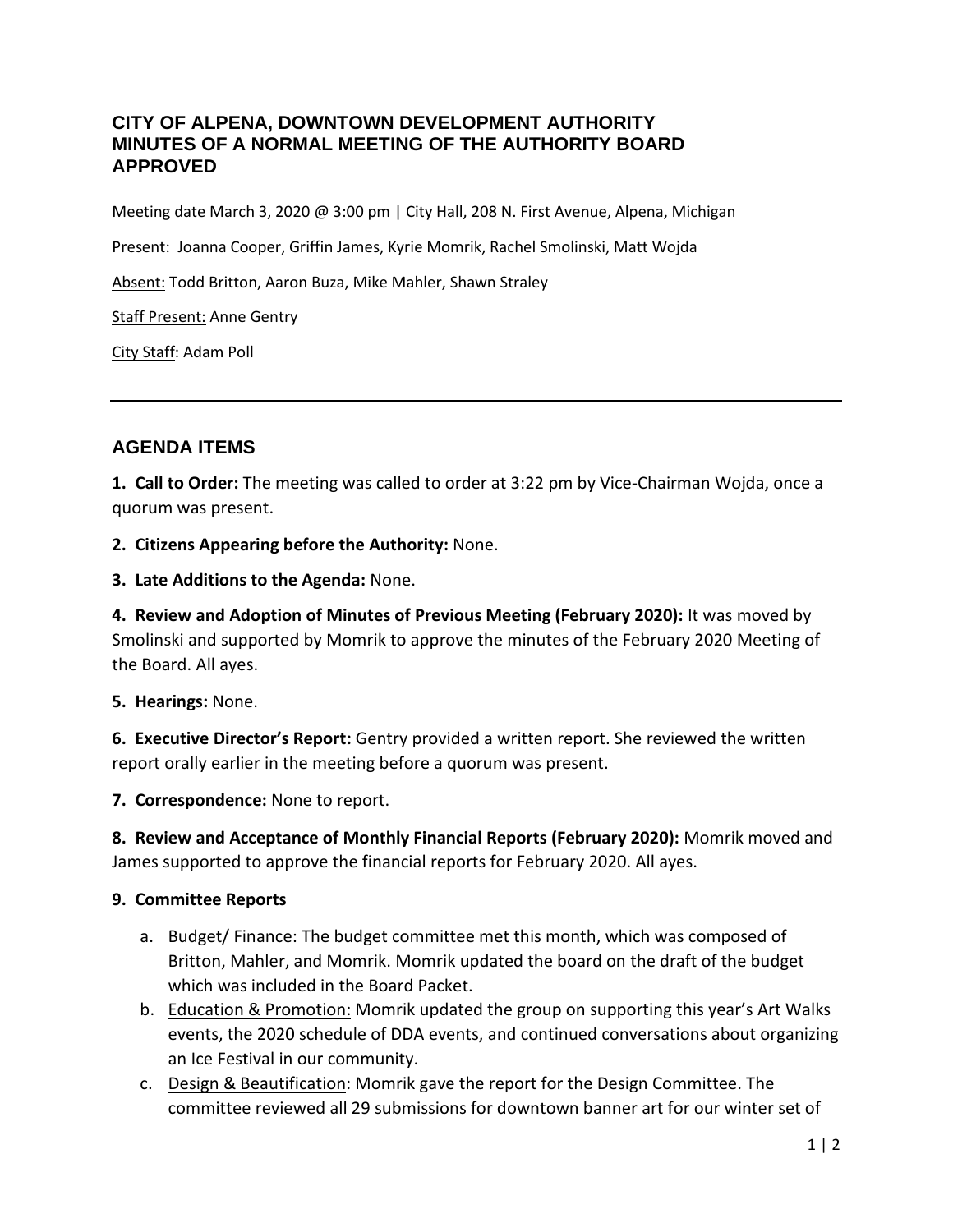# CITY OF ALPENA, DOWNTOWN DEVELOPMENT AUTHORITY MINUTES OF A NORMAL MEETING OF THE AUTHORITY BOARD APPROVED

Meeting date March 3, 2020 @ 3:00 pm | City Hall, 208 N. First Avenue, Alpena, Michigan

Present: Joanna Cooper, Griffin James, Kyrie Momrik, Rachel Smolinski, Matt Wojda

Absent: Todd Britton, Aaron Buza, Mike Mahler, Shawn Straley

Staff Present: Anne Gentry

City Staff: Adam Poll

---

## AGENDA ITEMS

**1. Call to Order:** The meeting was called to order at 3:22 pm by Vice-Chairman Wojda, once a quorum was present.

**2. Citizens Appearing before the Authority:** None.

**3. Late Additions to the Agenda:** None.

**4. Review and Adoption of Minutes of Previous Meeting (February 2020):** It was moved by Smolinski and supported by Momrik to approve the minutes of the February 2020 Meeting of the Board. All ayes.

**5. Hearings:** None.

**6. Executive Director's Report:** Gentry provided a written report. She reviewed the written report orally earlier in the meeting before a quorum was present.

**7. Correspondence:** None to report.

**8. Review and Acceptance of Monthly Financial Reports (February 2020):** Momrik moved and James supported to approve the financial reports for February 2020. All ayes.

**9. Committee Reports**

a. Budget/ Finance: The budget committee met this month, which was composed of Britton, Mahler, and Momrik. Momrik updated the board on the draft of the budget which was included in the Board Packet.
b. Education & Promotion: Momrik updated the group on supporting this year's Art Walks events, the 2020 schedule of DDA events, and continued conversations about organizing an Ice Festival in our community.
c. Design & Beautification: Momrik gave the report for the Design Committee. The committee reviewed all 29 submissions for downtown banner art for our winter set of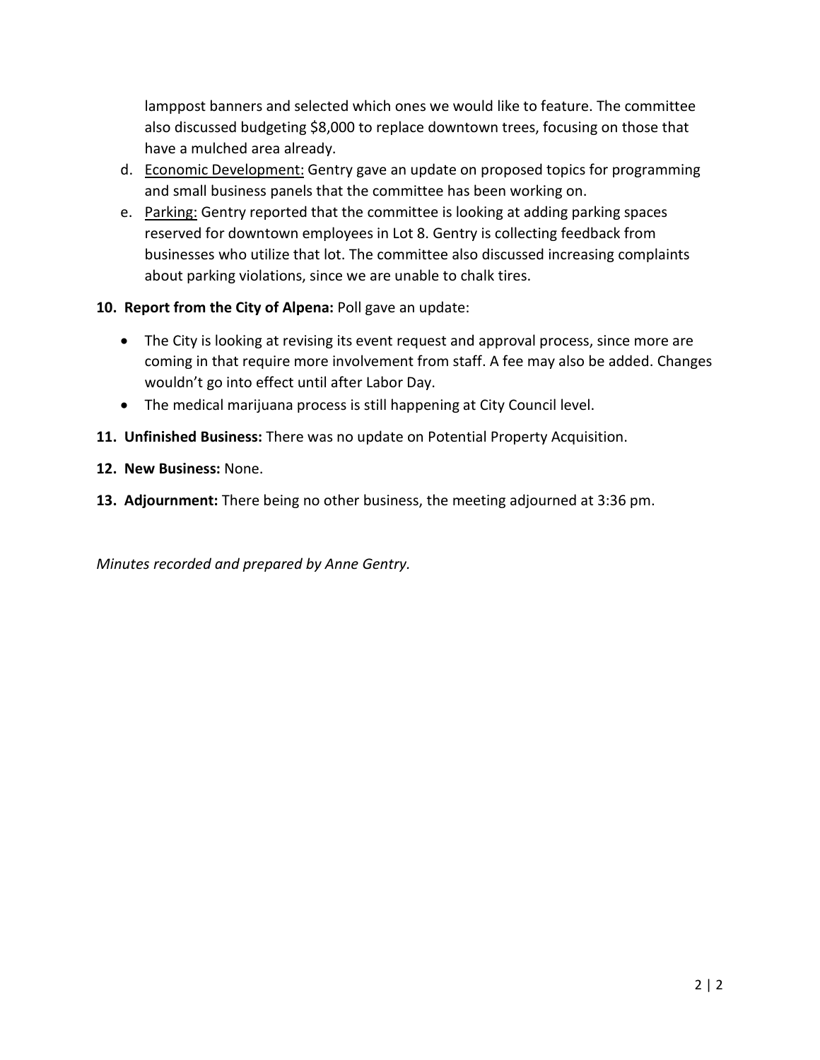lamppost banners and selected which ones we would like to feature. The committee also discussed budgeting $8,000 to replace downtown trees, focusing on those that have a mulched area already.

d. Economic Development: Gentry gave an update on proposed topics for programming and small business panels that the committee has been working on.
e. Parking: Gentry reported that the committee is looking at adding parking spaces reserved for downtown employees in Lot 8. Gentry is collecting feedback from businesses who utilize that lot. The committee also discussed increasing complaints about parking violations, since we are unable to chalk tires.

**10. Report from the City of Alpena:** Poll gave an update:

- The City is looking at revising its event request and approval process, since more are coming in that require more involvement from staff. A fee may also be added. Changes wouldn't go into effect until after Labor Day.
- The medical marijuana process is still happening at City Council level.

**11. Unfinished Business:** There was no update on Potential Property Acquisition.

**12. New Business:** None.

**13. Adjournment:** There being no other business, the meeting adjourned at 3:36 pm.

*Minutes recorded and prepared by Anne Gentry.*